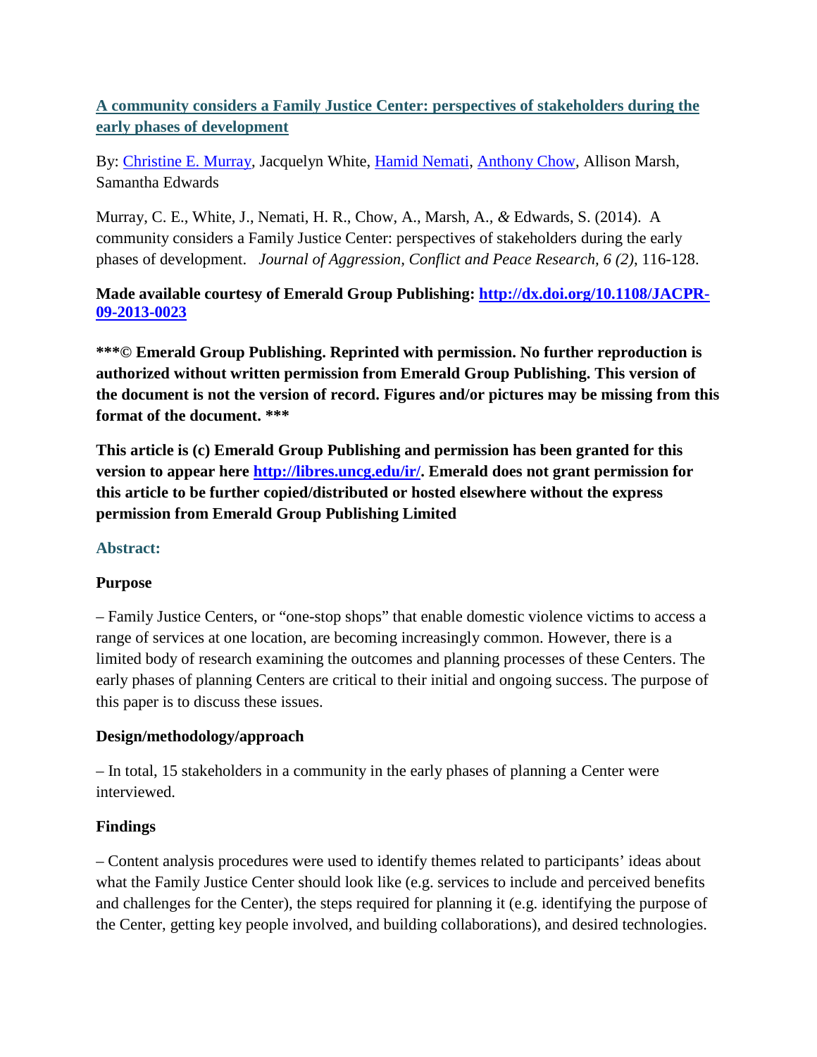# A community considers a Family Justice Center: perspectives of stakeholders during the early phases of development

By: Christine E. Murray, Jacquelyn White, Hamid Nemati, Anthony Chow, Allison Marsh, Samantha Edwards

Murray, C. E., White, J., Nemati, H. R., Chow, A., Marsh, A., *&* Edwards, S. (2014). A community considers a Family Justice Center: perspectives of stakeholders during the early phases of development. *Journal of Aggression, Conflict and Peace Research, 6 (2)*, 116-128.

**Made available courtesy of Emerald Group Publishing: http://dx.doi.org/10.1108/JACPR-09-2013-0023**

**\*\*\*© Emerald Group Publishing. Reprinted with permission. No further reproduction is authorized without written permission from Emerald Group Publishing. This version of the document is not the version of record. Figures and/or pictures may be missing from this format of the document. \*\*\***

**This article is (c) Emerald Group Publishing and permission has been granted for this version to appear here http://libres.uncg.edu/ir/. Emerald does not grant permission for this article to be further copied/distributed or hosted elsewhere without the express permission from Emerald Group Publishing Limited**

## Abstract:

### Purpose

– Family Justice Centers, or "one-stop shops" that enable domestic violence victims to access a range of services at one location, are becoming increasingly common. However, there is a limited body of research examining the outcomes and planning processes of these Centers. The early phases of planning Centers are critical to their initial and ongoing success. The purpose of this paper is to discuss these issues.

### Design/methodology/approach

– In total, 15 stakeholders in a community in the early phases of planning a Center were interviewed.

### Findings

– Content analysis procedures were used to identify themes related to participants' ideas about what the Family Justice Center should look like (e.g. services to include and perceived benefits and challenges for the Center), the steps required for planning it (e.g. identifying the purpose of the Center, getting key people involved, and building collaborations), and desired technologies.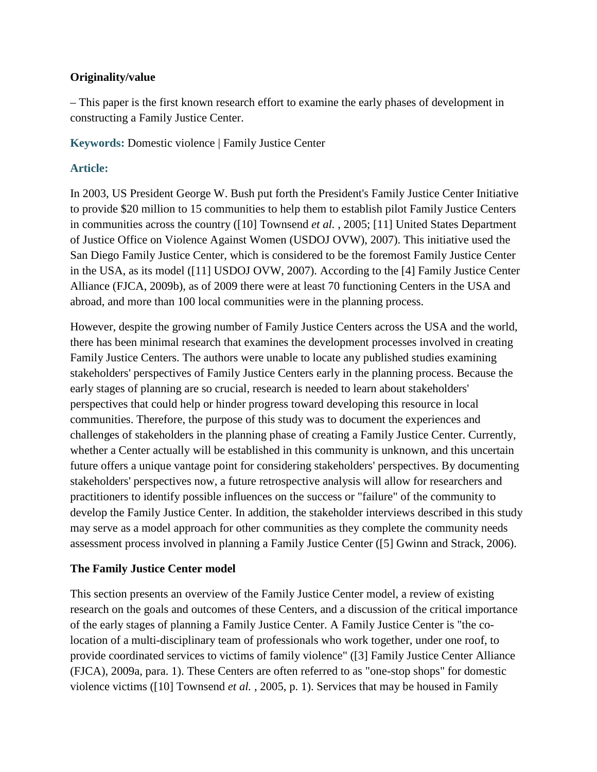**Originality/value**

– This paper is the first known research effort to examine the early phases of development in constructing a Family Justice Center.

**Keywords:** Domestic violence | Family Justice Center

**Article:**

In 2003, US President George W. Bush put forth the President's Family Justice Center Initiative to provide $20 million to 15 communities to help them to establish pilot Family Justice Centers in communities across the country ([10] Townsend *et al.* , 2005; [11] United States Department of Justice Office on Violence Against Women (USDOJ OVW), 2007). This initiative used the San Diego Family Justice Center, which is considered to be the foremost Family Justice Center in the USA, as its model ([11] USDOJ OVW, 2007). According to the [4] Family Justice Center Alliance (FJCA, 2009b), as of 2009 there were at least 70 functioning Centers in the USA and abroad, and more than 100 local communities were in the planning process.

However, despite the growing number of Family Justice Centers across the USA and the world, there has been minimal research that examines the development processes involved in creating Family Justice Centers. The authors were unable to locate any published studies examining stakeholders' perspectives of Family Justice Centers early in the planning process. Because the early stages of planning are so crucial, research is needed to learn about stakeholders' perspectives that could help or hinder progress toward developing this resource in local communities. Therefore, the purpose of this study was to document the experiences and challenges of stakeholders in the planning phase of creating a Family Justice Center. Currently, whether a Center actually will be established in this community is unknown, and this uncertain future offers a unique vantage point for considering stakeholders' perspectives. By documenting stakeholders' perspectives now, a future retrospective analysis will allow for researchers and practitioners to identify possible influences on the success or "failure" of the community to develop the Family Justice Center. In addition, the stakeholder interviews described in this study may serve as a model approach for other communities as they complete the community needs assessment process involved in planning a Family Justice Center ([5] Gwinn and Strack, 2006).

**The Family Justice Center model**

This section presents an overview of the Family Justice Center model, a review of existing research on the goals and outcomes of these Centers, and a discussion of the critical importance of the early stages of planning a Family Justice Center. A Family Justice Center is "the co-location of a multi-disciplinary team of professionals who work together, under one roof, to provide coordinated services to victims of family violence" ([3] Family Justice Center Alliance (FJCA), 2009a, para. 1). These Centers are often referred to as "one-stop shops" for domestic violence victims ([10] Townsend *et al.* , 2005, p. 1). Services that may be housed in Family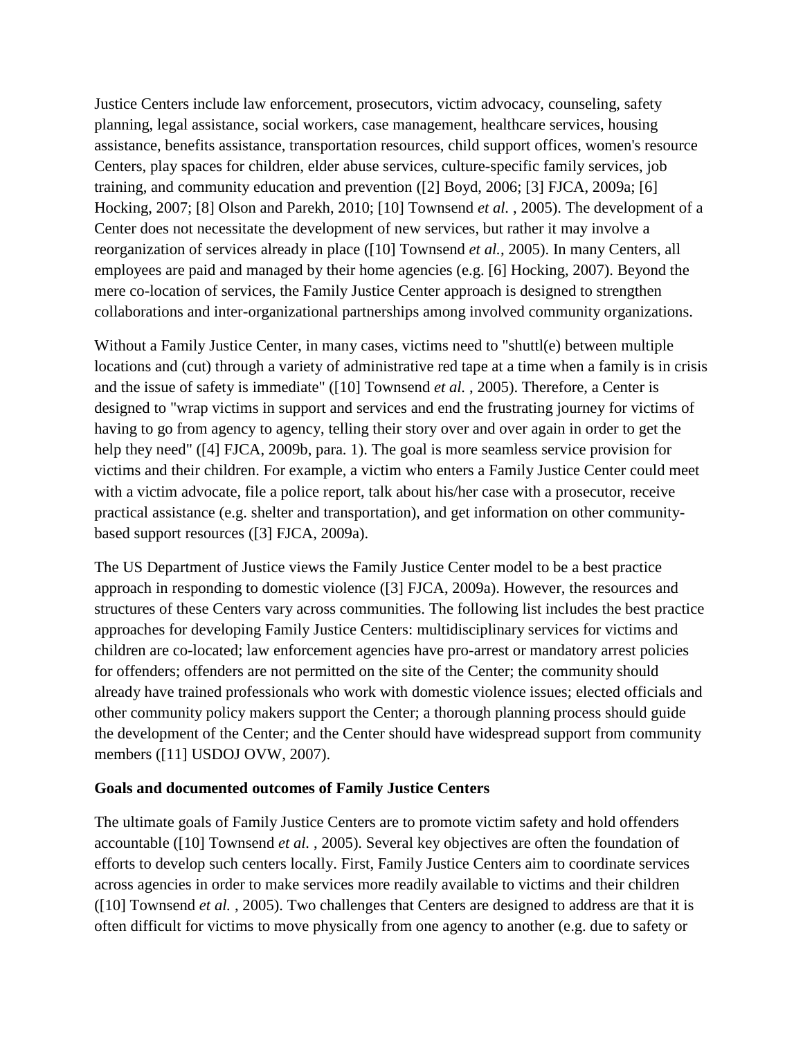Justice Centers include law enforcement, prosecutors, victim advocacy, counseling, safety planning, legal assistance, social workers, case management, healthcare services, housing assistance, benefits assistance, transportation resources, child support offices, women's resource Centers, play spaces for children, elder abuse services, culture-specific family services, job training, and community education and prevention ([2] Boyd, 2006; [3] FJCA, 2009a; [6] Hocking, 2007; [8] Olson and Parekh, 2010; [10] Townsend *et al.* , 2005). The development of a Center does not necessitate the development of new services, but rather it may involve a reorganization of services already in place ([10] Townsend *et al.*, 2005). In many Centers, all employees are paid and managed by their home agencies (e.g. [6] Hocking, 2007). Beyond the mere co-location of services, the Family Justice Center approach is designed to strengthen collaborations and inter-organizational partnerships among involved community organizations.

Without a Family Justice Center, in many cases, victims need to "shuttl(e) between multiple locations and (cut) through a variety of administrative red tape at a time when a family is in crisis and the issue of safety is immediate" ([10] Townsend *et al.* , 2005). Therefore, a Center is designed to "wrap victims in support and services and end the frustrating journey for victims of having to go from agency to agency, telling their story over and over again in order to get the help they need" ([4] FJCA, 2009b, para. 1). The goal is more seamless service provision for victims and their children. For example, a victim who enters a Family Justice Center could meet with a victim advocate, file a police report, talk about his/her case with a prosecutor, receive practical assistance (e.g. shelter and transportation), and get information on other community-based support resources ([3] FJCA, 2009a).

The US Department of Justice views the Family Justice Center model to be a best practice approach in responding to domestic violence ([3] FJCA, 2009a). However, the resources and structures of these Centers vary across communities. The following list includes the best practice approaches for developing Family Justice Centers: multidisciplinary services for victims and children are co-located; law enforcement agencies have pro-arrest or mandatory arrest policies for offenders; offenders are not permitted on the site of the Center; the community should already have trained professionals who work with domestic violence issues; elected officials and other community policy makers support the Center; a thorough planning process should guide the development of the Center; and the Center should have widespread support from community members ([11] USDOJ OVW, 2007).

**Goals and documented outcomes of Family Justice Centers**

The ultimate goals of Family Justice Centers are to promote victim safety and hold offenders accountable ([10] Townsend *et al.* , 2005). Several key objectives are often the foundation of efforts to develop such centers locally. First, Family Justice Centers aim to coordinate services across agencies in order to make services more readily available to victims and their children ([10] Townsend *et al.* , 2005). Two challenges that Centers are designed to address are that it is often difficult for victims to move physically from one agency to another (e.g. due to safety or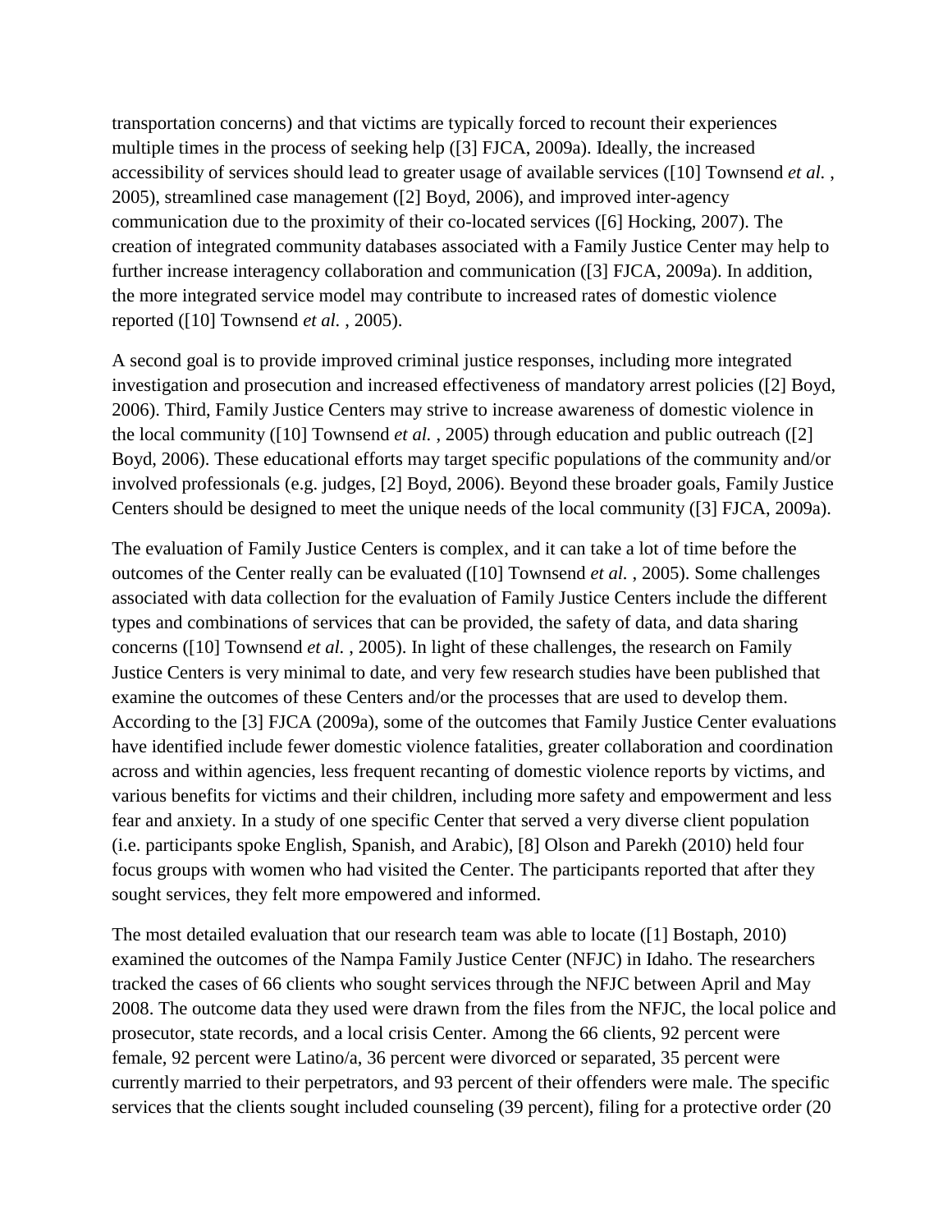transportation concerns) and that victims are typically forced to recount their experiences multiple times in the process of seeking help ([3] FJCA, 2009a). Ideally, the increased accessibility of services should lead to greater usage of available services ([10] Townsend *et al.* , 2005), streamlined case management ([2] Boyd, 2006), and improved inter-agency communication due to the proximity of their co-located services ([6] Hocking, 2007). The creation of integrated community databases associated with a Family Justice Center may help to further increase interagency collaboration and communication ([3] FJCA, 2009a). In addition, the more integrated service model may contribute to increased rates of domestic violence reported ([10] Townsend *et al.* , 2005).

A second goal is to provide improved criminal justice responses, including more integrated investigation and prosecution and increased effectiveness of mandatory arrest policies ([2] Boyd, 2006). Third, Family Justice Centers may strive to increase awareness of domestic violence in the local community ([10] Townsend *et al.* , 2005) through education and public outreach ([2] Boyd, 2006). These educational efforts may target specific populations of the community and/or involved professionals (e.g. judges, [2] Boyd, 2006). Beyond these broader goals, Family Justice Centers should be designed to meet the unique needs of the local community ([3] FJCA, 2009a).

The evaluation of Family Justice Centers is complex, and it can take a lot of time before the outcomes of the Center really can be evaluated ([10] Townsend *et al.* , 2005). Some challenges associated with data collection for the evaluation of Family Justice Centers include the different types and combinations of services that can be provided, the safety of data, and data sharing concerns ([10] Townsend *et al.* , 2005). In light of these challenges, the research on Family Justice Centers is very minimal to date, and very few research studies have been published that examine the outcomes of these Centers and/or the processes that are used to develop them. According to the [3] FJCA (2009a), some of the outcomes that Family Justice Center evaluations have identified include fewer domestic violence fatalities, greater collaboration and coordination across and within agencies, less frequent recanting of domestic violence reports by victims, and various benefits for victims and their children, including more safety and empowerment and less fear and anxiety. In a study of one specific Center that served a very diverse client population (i.e. participants spoke English, Spanish, and Arabic), [8] Olson and Parekh (2010) held four focus groups with women who had visited the Center. The participants reported that after they sought services, they felt more empowered and informed.

The most detailed evaluation that our research team was able to locate ([1] Bostaph, 2010) examined the outcomes of the Nampa Family Justice Center (NFJC) in Idaho. The researchers tracked the cases of 66 clients who sought services through the NFJC between April and May 2008. The outcome data they used were drawn from the files from the NFJC, the local police and prosecutor, state records, and a local crisis Center. Among the 66 clients, 92 percent were female, 92 percent were Latino/a, 36 percent were divorced or separated, 35 percent were currently married to their perpetrators, and 93 percent of their offenders were male. The specific services that the clients sought included counseling (39 percent), filing for a protective order (20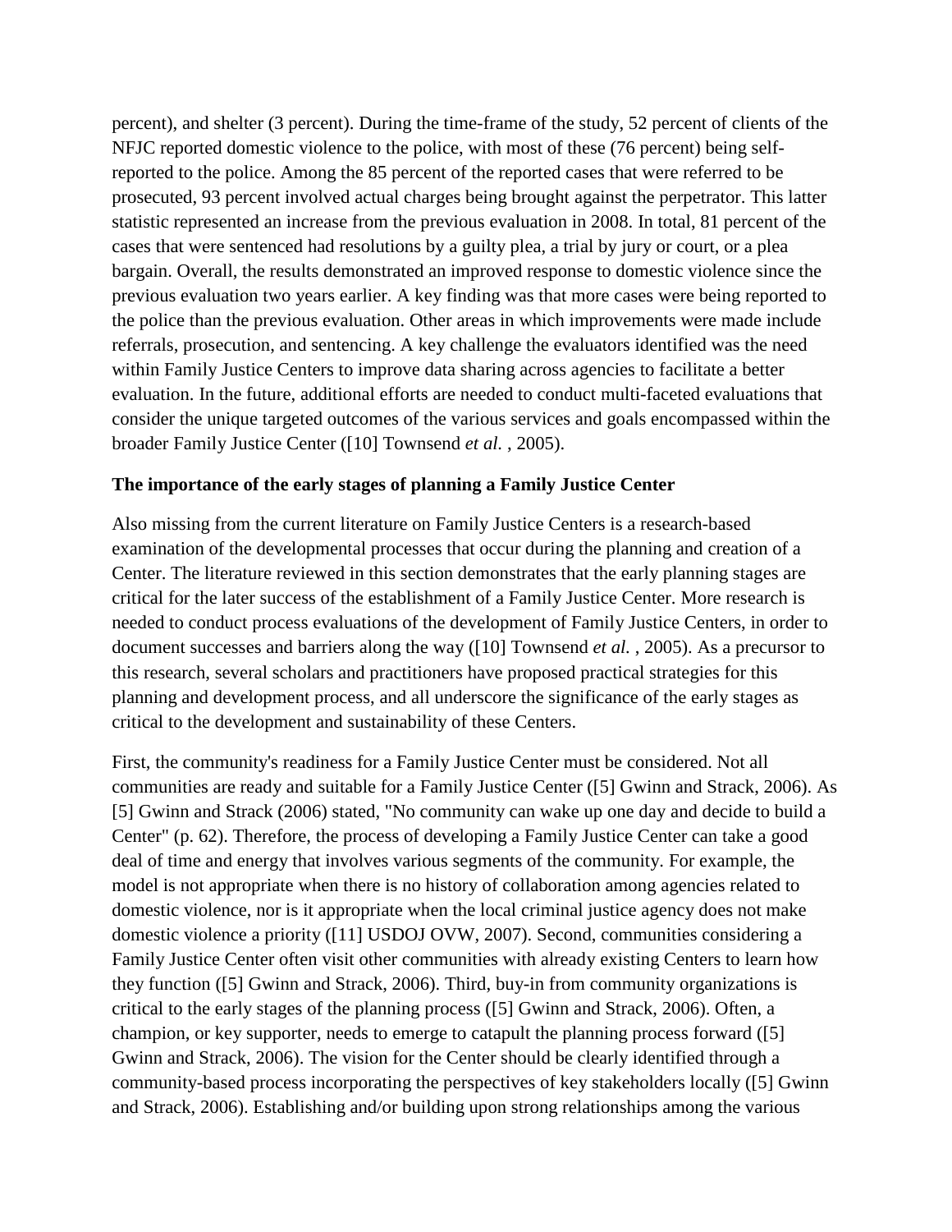percent), and shelter (3 percent). During the time-frame of the study, 52 percent of clients of the NFJC reported domestic violence to the police, with most of these (76 percent) being self-reported to the police. Among the 85 percent of the reported cases that were referred to be prosecuted, 93 percent involved actual charges being brought against the perpetrator. This latter statistic represented an increase from the previous evaluation in 2008. In total, 81 percent of the cases that were sentenced had resolutions by a guilty plea, a trial by jury or court, or a plea bargain. Overall, the results demonstrated an improved response to domestic violence since the previous evaluation two years earlier. A key finding was that more cases were being reported to the police than the previous evaluation. Other areas in which improvements were made include referrals, prosecution, and sentencing. A key challenge the evaluators identified was the need within Family Justice Centers to improve data sharing across agencies to facilitate a better evaluation. In the future, additional efforts are needed to conduct multi-faceted evaluations that consider the unique targeted outcomes of the various services and goals encompassed within the broader Family Justice Center ([10] Townsend *et al.* , 2005).

**The importance of the early stages of planning a Family Justice Center**

Also missing from the current literature on Family Justice Centers is a research-based examination of the developmental processes that occur during the planning and creation of a Center. The literature reviewed in this section demonstrates that the early planning stages are critical for the later success of the establishment of a Family Justice Center. More research is needed to conduct process evaluations of the development of Family Justice Centers, in order to document successes and barriers along the way ([10] Townsend *et al.* , 2005). As a precursor to this research, several scholars and practitioners have proposed practical strategies for this planning and development process, and all underscore the significance of the early stages as critical to the development and sustainability of these Centers.

First, the community's readiness for a Family Justice Center must be considered. Not all communities are ready and suitable for a Family Justice Center ([5] Gwinn and Strack, 2006). As [5] Gwinn and Strack (2006) stated, "No community can wake up one day and decide to build a Center" (p. 62). Therefore, the process of developing a Family Justice Center can take a good deal of time and energy that involves various segments of the community. For example, the model is not appropriate when there is no history of collaboration among agencies related to domestic violence, nor is it appropriate when the local criminal justice agency does not make domestic violence a priority ([11] USDOJ OVW, 2007). Second, communities considering a Family Justice Center often visit other communities with already existing Centers to learn how they function ([5] Gwinn and Strack, 2006). Third, buy-in from community organizations is critical to the early stages of the planning process ([5] Gwinn and Strack, 2006). Often, a champion, or key supporter, needs to emerge to catapult the planning process forward ([5] Gwinn and Strack, 2006). The vision for the Center should be clearly identified through a community-based process incorporating the perspectives of key stakeholders locally ([5] Gwinn and Strack, 2006). Establishing and/or building upon strong relationships among the various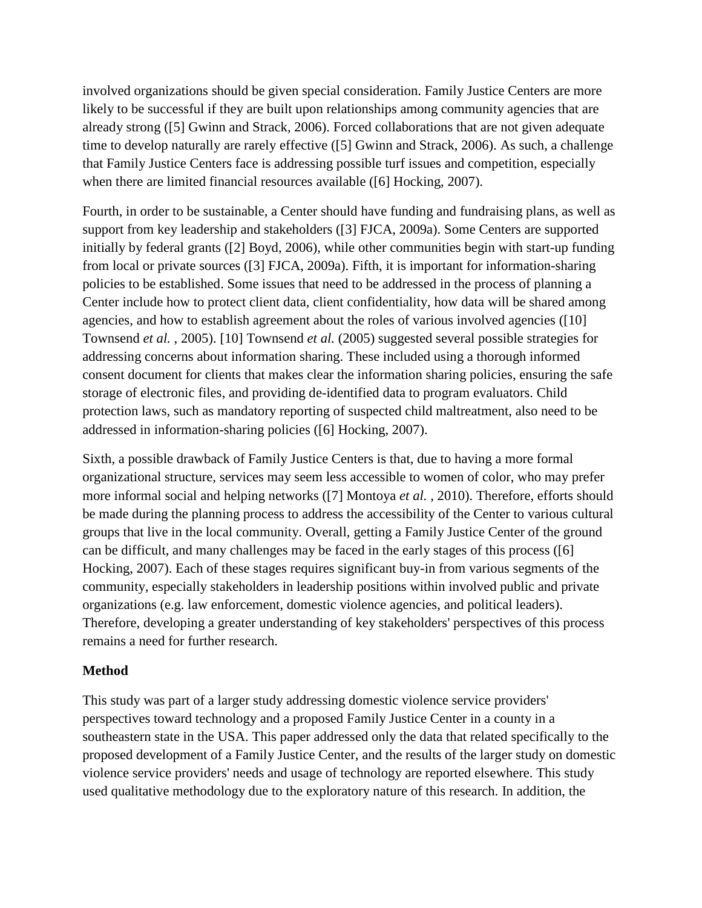involved organizations should be given special consideration. Family Justice Centers are more likely to be successful if they are built upon relationships among community agencies that are already strong ([5] Gwinn and Strack, 2006). Forced collaborations that are not given adequate time to develop naturally are rarely effective ([5] Gwinn and Strack, 2006). As such, a challenge that Family Justice Centers face is addressing possible turf issues and competition, especially when there are limited financial resources available ([6] Hocking, 2007).

Fourth, in order to be sustainable, a Center should have funding and fundraising plans, as well as support from key leadership and stakeholders ([3] FJCA, 2009a). Some Centers are supported initially by federal grants ([2] Boyd, 2006), while other communities begin with start-up funding from local or private sources ([3] FJCA, 2009a). Fifth, it is important for information-sharing policies to be established. Some issues that need to be addressed in the process of planning a Center include how to protect client data, client confidentiality, how data will be shared among agencies, and how to establish agreement about the roles of various involved agencies ([10] Townsend *et al.* , 2005). [10] Townsend *et al.* (2005) suggested several possible strategies for addressing concerns about information sharing. These included using a thorough informed consent document for clients that makes clear the information sharing policies, ensuring the safe storage of electronic files, and providing de-identified data to program evaluators. Child protection laws, such as mandatory reporting of suspected child maltreatment, also need to be addressed in information-sharing policies ([6] Hocking, 2007).

Sixth, a possible drawback of Family Justice Centers is that, due to having a more formal organizational structure, services may seem less accessible to women of color, who may prefer more informal social and helping networks ([7] Montoya *et al.* , 2010). Therefore, efforts should be made during the planning process to address the accessibility of the Center to various cultural groups that live in the local community. Overall, getting a Family Justice Center of the ground can be difficult, and many challenges may be faced in the early stages of this process ([6] Hocking, 2007). Each of these stages requires significant buy-in from various segments of the community, especially stakeholders in leadership positions within involved public and private organizations (e.g. law enforcement, domestic violence agencies, and political leaders). Therefore, developing a greater understanding of key stakeholders' perspectives of this process remains a need for further research.

**Method**

This study was part of a larger study addressing domestic violence service providers' perspectives toward technology and a proposed Family Justice Center in a county in a southeastern state in the USA. This paper addressed only the data that related specifically to the proposed development of a Family Justice Center, and the results of the larger study on domestic violence service providers' needs and usage of technology are reported elsewhere. This study used qualitative methodology due to the exploratory nature of this research. In addition, the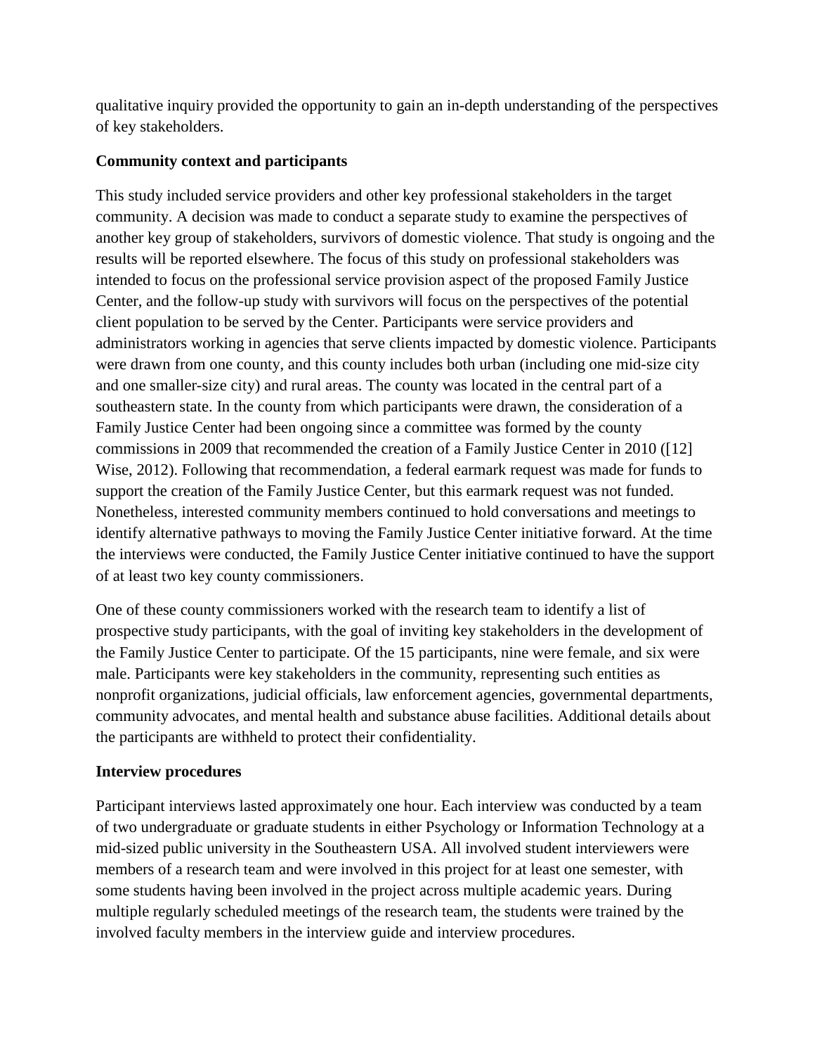qualitative inquiry provided the opportunity to gain an in-depth understanding of the perspectives of key stakeholders.

### Community context and participants

This study included service providers and other key professional stakeholders in the target community. A decision was made to conduct a separate study to examine the perspectives of another key group of stakeholders, survivors of domestic violence. That study is ongoing and the results will be reported elsewhere. The focus of this study on professional stakeholders was intended to focus on the professional service provision aspect of the proposed Family Justice Center, and the follow-up study with survivors will focus on the perspectives of the potential client population to be served by the Center. Participants were service providers and administrators working in agencies that serve clients impacted by domestic violence. Participants were drawn from one county, and this county includes both urban (including one mid-size city and one smaller-size city) and rural areas. The county was located in the central part of a southeastern state. In the county from which participants were drawn, the consideration of a Family Justice Center had been ongoing since a committee was formed by the county commissions in 2009 that recommended the creation of a Family Justice Center in 2010 ([12] Wise, 2012). Following that recommendation, a federal earmark request was made for funds to support the creation of the Family Justice Center, but this earmark request was not funded. Nonetheless, interested community members continued to hold conversations and meetings to identify alternative pathways to moving the Family Justice Center initiative forward. At the time the interviews were conducted, the Family Justice Center initiative continued to have the support of at least two key county commissioners.

One of these county commissioners worked with the research team to identify a list of prospective study participants, with the goal of inviting key stakeholders in the development of the Family Justice Center to participate. Of the 15 participants, nine were female, and six were male. Participants were key stakeholders in the community, representing such entities as nonprofit organizations, judicial officials, law enforcement agencies, governmental departments, community advocates, and mental health and substance abuse facilities. Additional details about the participants are withheld to protect their confidentiality.

### Interview procedures

Participant interviews lasted approximately one hour. Each interview was conducted by a team of two undergraduate or graduate students in either Psychology or Information Technology at a mid-sized public university in the Southeastern USA. All involved student interviewers were members of a research team and were involved in this project for at least one semester, with some students having been involved in the project across multiple academic years. During multiple regularly scheduled meetings of the research team, the students were trained by the involved faculty members in the interview guide and interview procedures.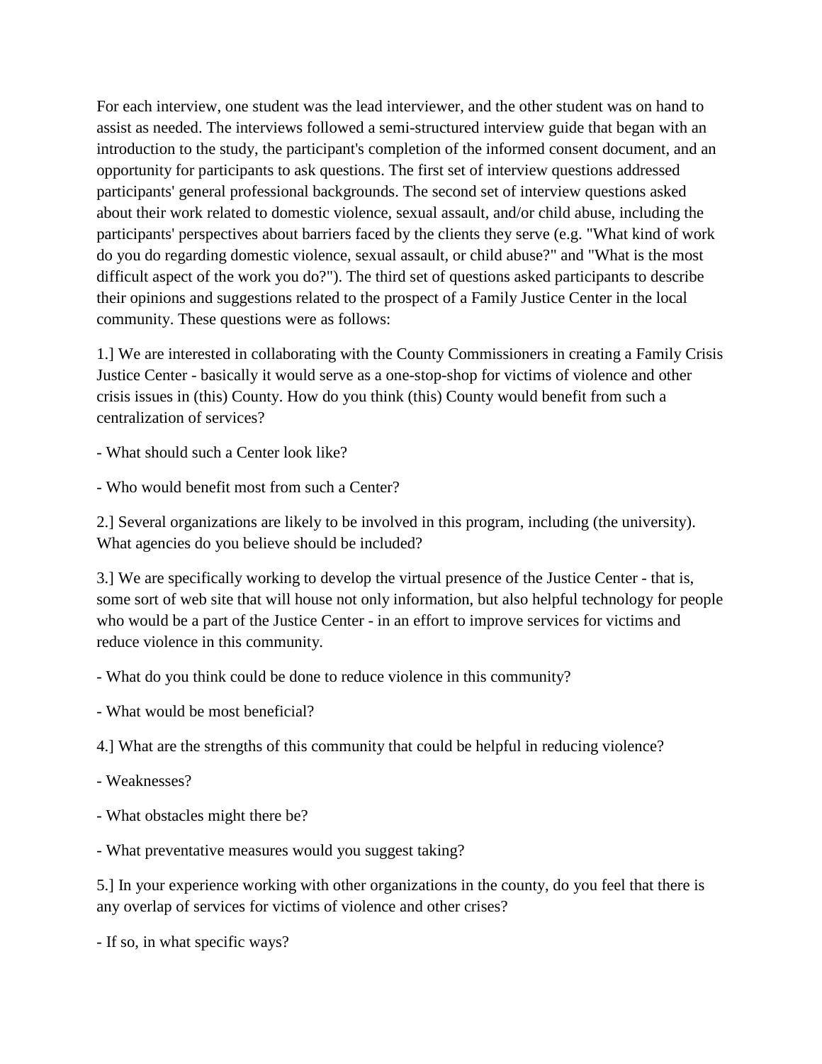For each interview, one student was the lead interviewer, and the other student was on hand to assist as needed. The interviews followed a semi-structured interview guide that began with an introduction to the study, the participant's completion of the informed consent document, and an opportunity for participants to ask questions. The first set of interview questions addressed participants' general professional backgrounds. The second set of interview questions asked about their work related to domestic violence, sexual assault, and/or child abuse, including the participants' perspectives about barriers faced by the clients they serve (e.g. "What kind of work do you do regarding domestic violence, sexual assault, or child abuse?" and "What is the most difficult aspect of the work you do?"). The third set of questions asked participants to describe their opinions and suggestions related to the prospect of a Family Justice Center in the local community. These questions were as follows:

1.] We are interested in collaborating with the County Commissioners in creating a Family Crisis Justice Center - basically it would serve as a one-stop-shop for victims of violence and other crisis issues in (this) County. How do you think (this) County would benefit from such a centralization of services?

- What should such a Center look like?

- Who would benefit most from such a Center?

2.] Several organizations are likely to be involved in this program, including (the university). What agencies do you believe should be included?

3.] We are specifically working to develop the virtual presence of the Justice Center - that is, some sort of web site that will house not only information, but also helpful technology for people who would be a part of the Justice Center - in an effort to improve services for victims and reduce violence in this community.

- What do you think could be done to reduce violence in this community?

- What would be most beneficial?

4.] What are the strengths of this community that could be helpful in reducing violence?

- Weaknesses?

- What obstacles might there be?

- What preventative measures would you suggest taking?

5.] In your experience working with other organizations in the county, do you feel that there is any overlap of services for victims of violence and other crises?

- If so, in what specific ways?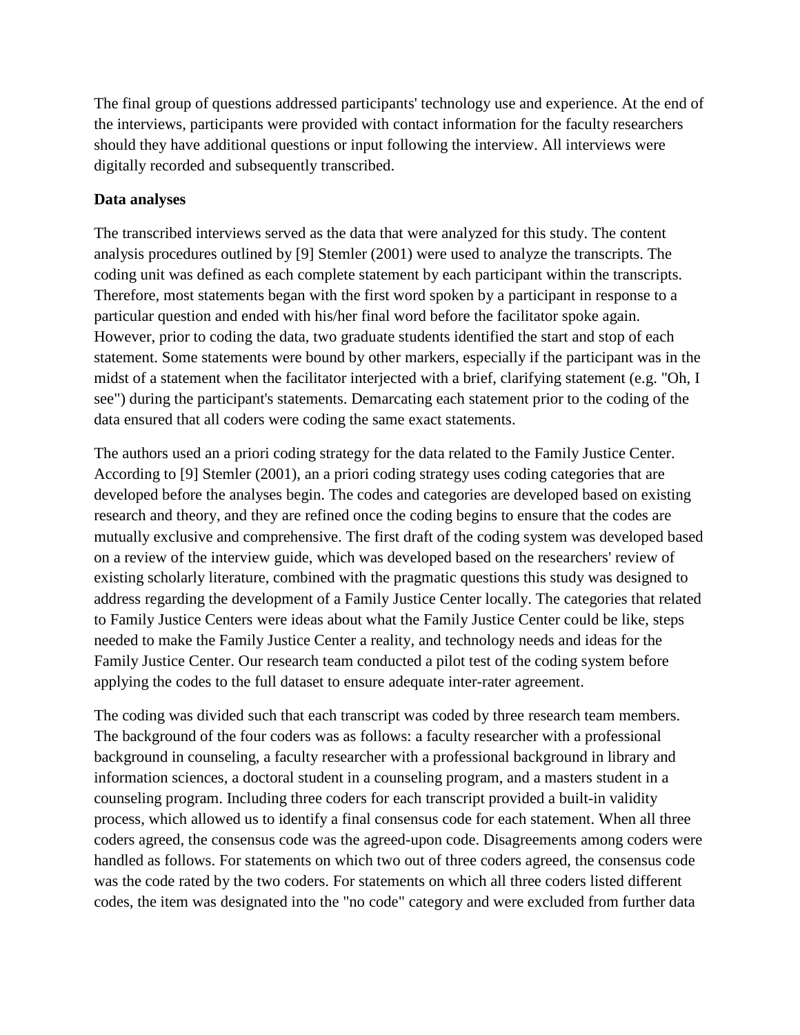The final group of questions addressed participants' technology use and experience. At the end of the interviews, participants were provided with contact information for the faculty researchers should they have additional questions or input following the interview. All interviews were digitally recorded and subsequently transcribed.

**Data analyses**

The transcribed interviews served as the data that were analyzed for this study. The content analysis procedures outlined by [9] Stemler (2001) were used to analyze the transcripts. The coding unit was defined as each complete statement by each participant within the transcripts. Therefore, most statements began with the first word spoken by a participant in response to a particular question and ended with his/her final word before the facilitator spoke again. However, prior to coding the data, two graduate students identified the start and stop of each statement. Some statements were bound by other markers, especially if the participant was in the midst of a statement when the facilitator interjected with a brief, clarifying statement (e.g. "Oh, I see") during the participant's statements. Demarcating each statement prior to the coding of the data ensured that all coders were coding the same exact statements.

The authors used an a priori coding strategy for the data related to the Family Justice Center. According to [9] Stemler (2001), an a priori coding strategy uses coding categories that are developed before the analyses begin. The codes and categories are developed based on existing research and theory, and they are refined once the coding begins to ensure that the codes are mutually exclusive and comprehensive. The first draft of the coding system was developed based on a review of the interview guide, which was developed based on the researchers' review of existing scholarly literature, combined with the pragmatic questions this study was designed to address regarding the development of a Family Justice Center locally. The categories that related to Family Justice Centers were ideas about what the Family Justice Center could be like, steps needed to make the Family Justice Center a reality, and technology needs and ideas for the Family Justice Center. Our research team conducted a pilot test of the coding system before applying the codes to the full dataset to ensure adequate inter-rater agreement.

The coding was divided such that each transcript was coded by three research team members. The background of the four coders was as follows: a faculty researcher with a professional background in counseling, a faculty researcher with a professional background in library and information sciences, a doctoral student in a counseling program, and a masters student in a counseling program. Including three coders for each transcript provided a built-in validity process, which allowed us to identify a final consensus code for each statement. When all three coders agreed, the consensus code was the agreed-upon code. Disagreements among coders were handled as follows. For statements on which two out of three coders agreed, the consensus code was the code rated by the two coders. For statements on which all three coders listed different codes, the item was designated into the "no code" category and were excluded from further data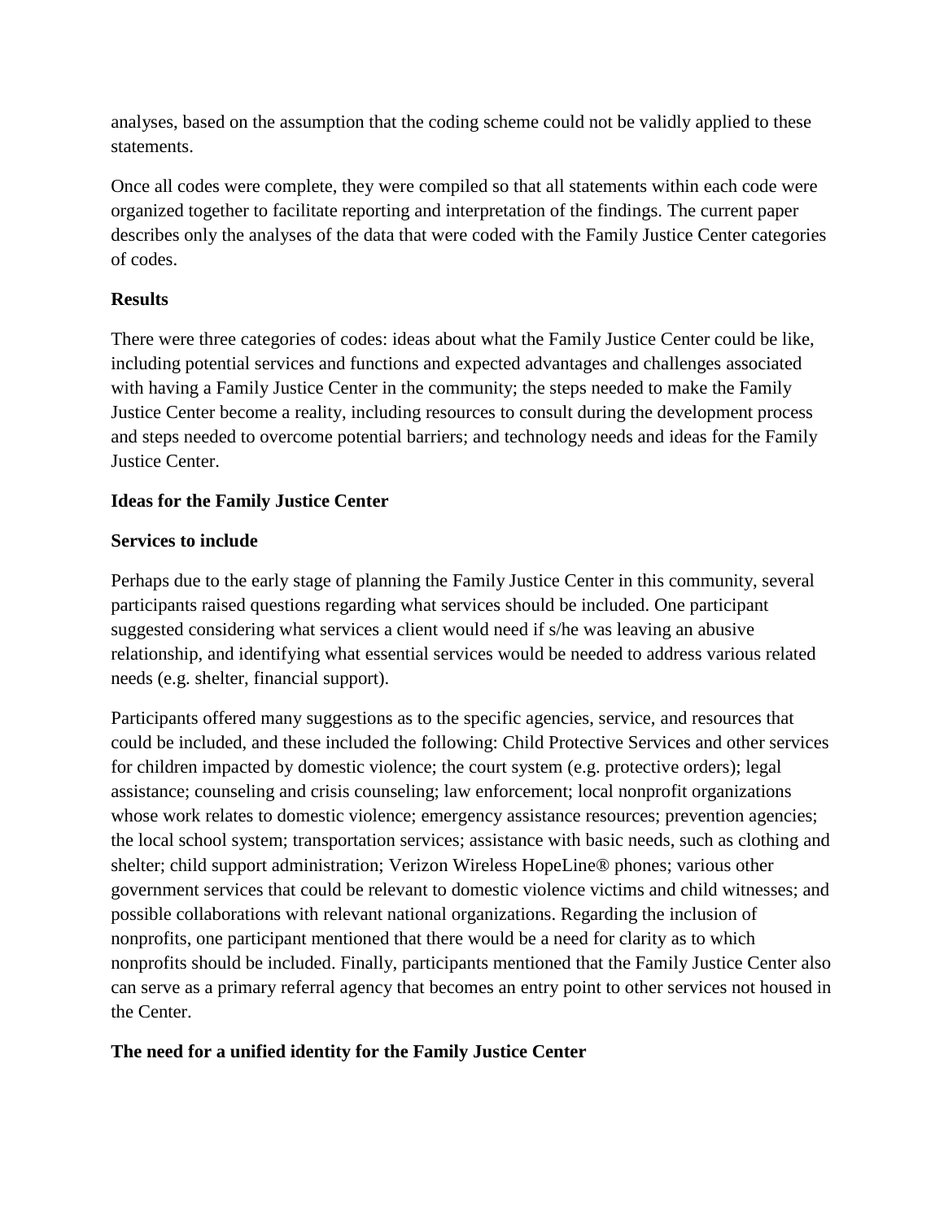analyses, based on the assumption that the coding scheme could not be validly applied to these statements.

Once all codes were complete, they were compiled so that all statements within each code were organized together to facilitate reporting and interpretation of the findings. The current paper describes only the analyses of the data that were coded with the Family Justice Center categories of codes.

## Results

There were three categories of codes: ideas about what the Family Justice Center could be like, including potential services and functions and expected advantages and challenges associated with having a Family Justice Center in the community; the steps needed to make the Family Justice Center become a reality, including resources to consult during the development process and steps needed to overcome potential barriers; and technology needs and ideas for the Family Justice Center.

### Ideas for the Family Justice Center

#### Services to include

Perhaps due to the early stage of planning the Family Justice Center in this community, several participants raised questions regarding what services should be included. One participant suggested considering what services a client would need if s/he was leaving an abusive relationship, and identifying what essential services would be needed to address various related needs (e.g. shelter, financial support).

Participants offered many suggestions as to the specific agencies, service, and resources that could be included, and these included the following: Child Protective Services and other services for children impacted by domestic violence; the court system (e.g. protective orders); legal assistance; counseling and crisis counseling; law enforcement; local nonprofit organizations whose work relates to domestic violence; emergency assistance resources; prevention agencies; the local school system; transportation services; assistance with basic needs, such as clothing and shelter; child support administration; Verizon Wireless HopeLine® phones; various other government services that could be relevant to domestic violence victims and child witnesses; and possible collaborations with relevant national organizations. Regarding the inclusion of nonprofits, one participant mentioned that there would be a need for clarity as to which nonprofits should be included. Finally, participants mentioned that the Family Justice Center also can serve as a primary referral agency that becomes an entry point to other services not housed in the Center.

#### The need for a unified identity for the Family Justice Center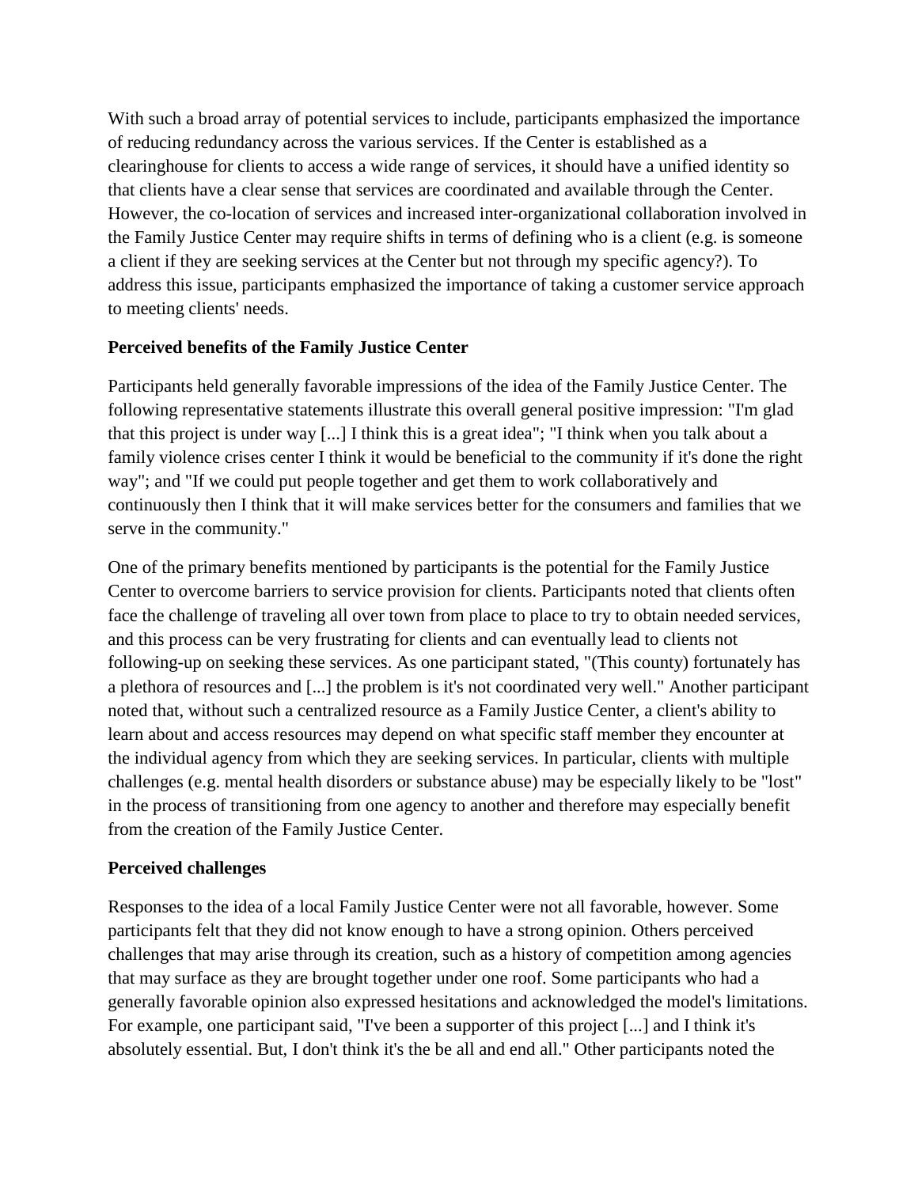With such a broad array of potential services to include, participants emphasized the importance of reducing redundancy across the various services. If the Center is established as a clearinghouse for clients to access a wide range of services, it should have a unified identity so that clients have a clear sense that services are coordinated and available through the Center. However, the co-location of services and increased inter-organizational collaboration involved in the Family Justice Center may require shifts in terms of defining who is a client (e.g. is someone a client if they are seeking services at the Center but not through my specific agency?). To address this issue, participants emphasized the importance of taking a customer service approach to meeting clients' needs.

**Perceived benefits of the Family Justice Center**

Participants held generally favorable impressions of the idea of the Family Justice Center. The following representative statements illustrate this overall general positive impression: "I'm glad that this project is under way [...] I think this is a great idea"; "I think when you talk about a family violence crises center I think it would be beneficial to the community if it's done the right way"; and "If we could put people together and get them to work collaboratively and continuously then I think that it will make services better for the consumers and families that we serve in the community."

One of the primary benefits mentioned by participants is the potential for the Family Justice Center to overcome barriers to service provision for clients. Participants noted that clients often face the challenge of traveling all over town from place to place to try to obtain needed services, and this process can be very frustrating for clients and can eventually lead to clients not following-up on seeking these services. As one participant stated, "(This county) fortunately has a plethora of resources and [...] the problem is it's not coordinated very well." Another participant noted that, without such a centralized resource as a Family Justice Center, a client's ability to learn about and access resources may depend on what specific staff member they encounter at the individual agency from which they are seeking services. In particular, clients with multiple challenges (e.g. mental health disorders or substance abuse) may be especially likely to be "lost" in the process of transitioning from one agency to another and therefore may especially benefit from the creation of the Family Justice Center.

**Perceived challenges**

Responses to the idea of a local Family Justice Center were not all favorable, however. Some participants felt that they did not know enough to have a strong opinion. Others perceived challenges that may arise through its creation, such as a history of competition among agencies that may surface as they are brought together under one roof. Some participants who had a generally favorable opinion also expressed hesitations and acknowledged the model's limitations. For example, one participant said, "I've been a supporter of this project [...] and I think it's absolutely essential. But, I don't think it's the be all and end all." Other participants noted the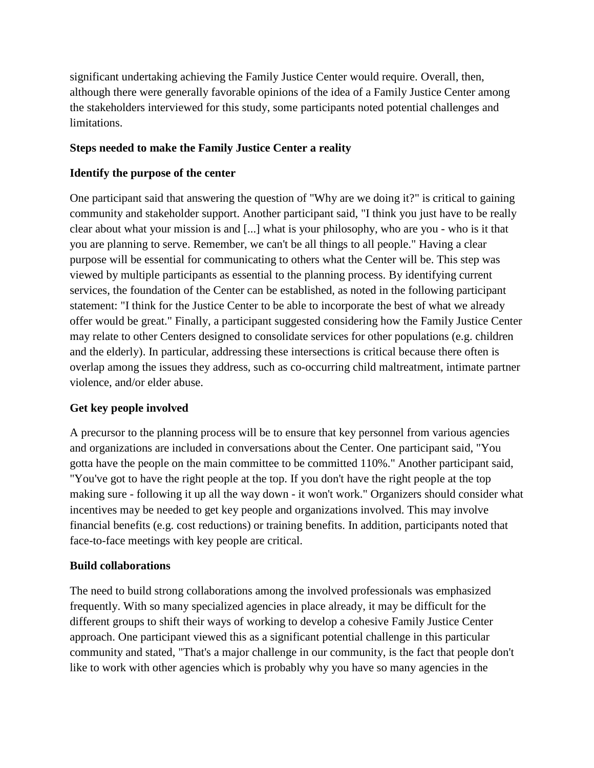significant undertaking achieving the Family Justice Center would require. Overall, then, although there were generally favorable opinions of the idea of a Family Justice Center among the stakeholders interviewed for this study, some participants noted potential challenges and limitations.

## Steps needed to make the Family Justice Center a reality

### Identify the purpose of the center

One participant said that answering the question of "Why are we doing it?" is critical to gaining community and stakeholder support. Another participant said, "I think you just have to be really clear about what your mission is and [...] what is your philosophy, who are you - who is it that you are planning to serve. Remember, we can't be all things to all people." Having a clear purpose will be essential for communicating to others what the Center will be. This step was viewed by multiple participants as essential to the planning process. By identifying current services, the foundation of the Center can be established, as noted in the following participant statement: "I think for the Justice Center to be able to incorporate the best of what we already offer would be great." Finally, a participant suggested considering how the Family Justice Center may relate to other Centers designed to consolidate services for other populations (e.g. children and the elderly). In particular, addressing these intersections is critical because there often is overlap among the issues they address, such as co-occurring child maltreatment, intimate partner violence, and/or elder abuse.

### Get key people involved

A precursor to the planning process will be to ensure that key personnel from various agencies and organizations are included in conversations about the Center. One participant said, "You gotta have the people on the main committee to be committed 110%." Another participant said, "You've got to have the right people at the top. If you don't have the right people at the top making sure - following it up all the way down - it won't work." Organizers should consider what incentives may be needed to get key people and organizations involved. This may involve financial benefits (e.g. cost reductions) or training benefits. In addition, participants noted that face-to-face meetings with key people are critical.

### Build collaborations

The need to build strong collaborations among the involved professionals was emphasized frequently. With so many specialized agencies in place already, it may be difficult for the different groups to shift their ways of working to develop a cohesive Family Justice Center approach. One participant viewed this as a significant potential challenge in this particular community and stated, "That's a major challenge in our community, is the fact that people don't like to work with other agencies which is probably why you have so many agencies in the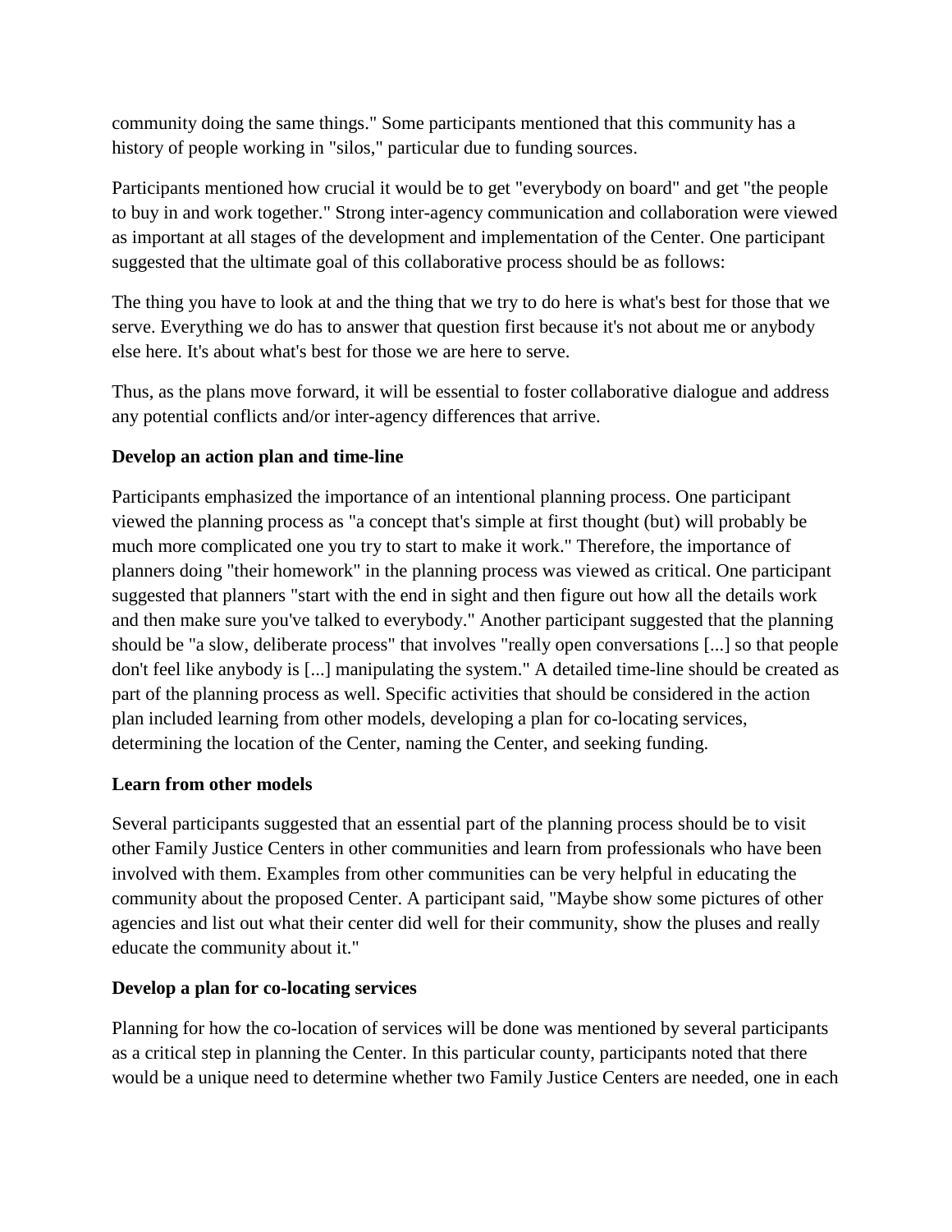community doing the same things." Some participants mentioned that this community has a history of people working in "silos," particular due to funding sources.

Participants mentioned how crucial it would be to get "everybody on board" and get "the people to buy in and work together." Strong inter-agency communication and collaboration were viewed as important at all stages of the development and implementation of the Center. One participant suggested that the ultimate goal of this collaborative process should be as follows:

The thing you have to look at and the thing that we try to do here is what's best for those that we serve. Everything we do has to answer that question first because it's not about me or anybody else here. It's about what's best for those we are here to serve.

Thus, as the plans move forward, it will be essential to foster collaborative dialogue and address any potential conflicts and/or inter-agency differences that arrive.

**Develop an action plan and time-line**

Participants emphasized the importance of an intentional planning process. One participant viewed the planning process as "a concept that's simple at first thought (but) will probably be much more complicated one you try to start to make it work." Therefore, the importance of planners doing "their homework" in the planning process was viewed as critical. One participant suggested that planners "start with the end in sight and then figure out how all the details work and then make sure you've talked to everybody." Another participant suggested that the planning should be "a slow, deliberate process" that involves "really open conversations [...] so that people don't feel like anybody is [...] manipulating the system." A detailed time-line should be created as part of the planning process as well. Specific activities that should be considered in the action plan included learning from other models, developing a plan for co-locating services, determining the location of the Center, naming the Center, and seeking funding.

**Learn from other models**

Several participants suggested that an essential part of the planning process should be to visit other Family Justice Centers in other communities and learn from professionals who have been involved with them. Examples from other communities can be very helpful in educating the community about the proposed Center. A participant said, "Maybe show some pictures of other agencies and list out what their center did well for their community, show the pluses and really educate the community about it."

**Develop a plan for co-locating services**

Planning for how the co-location of services will be done was mentioned by several participants as a critical step in planning the Center. In this particular county, participants noted that there would be a unique need to determine whether two Family Justice Centers are needed, one in each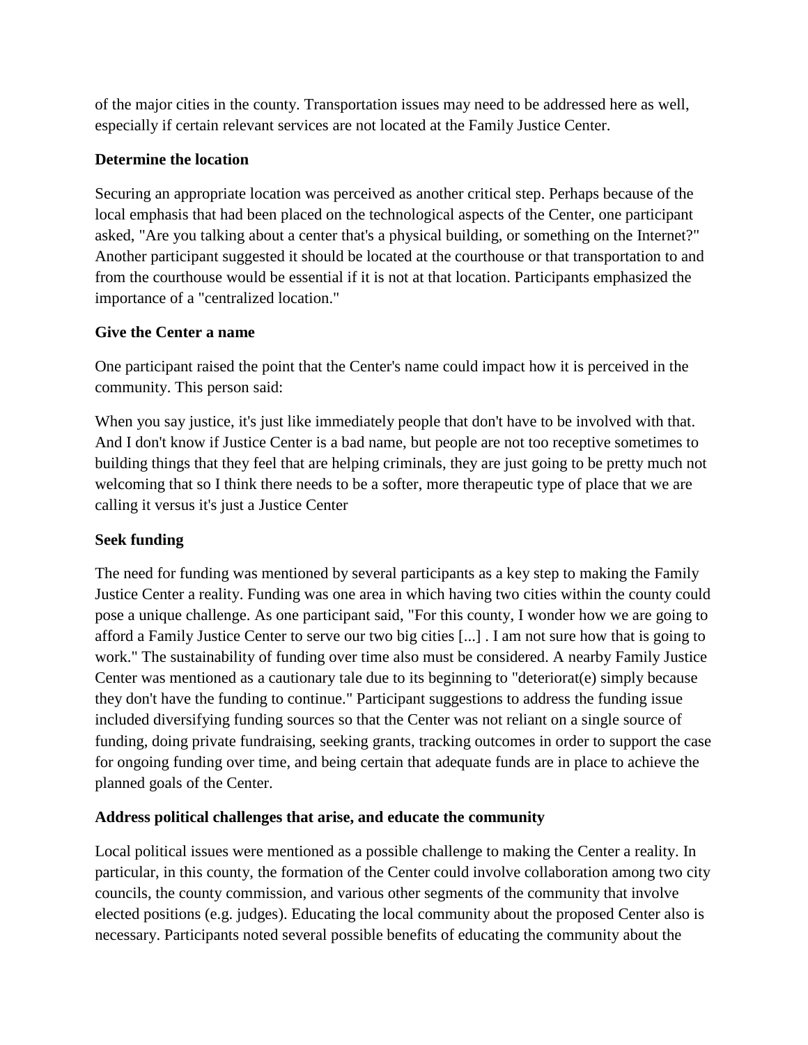of the major cities in the county. Transportation issues may need to be addressed here as well, especially if certain relevant services are not located at the Family Justice Center.

**Determine the location**

Securing an appropriate location was perceived as another critical step. Perhaps because of the local emphasis that had been placed on the technological aspects of the Center, one participant asked, "Are you talking about a center that's a physical building, or something on the Internet?" Another participant suggested it should be located at the courthouse or that transportation to and from the courthouse would be essential if it is not at that location. Participants emphasized the importance of a "centralized location."

**Give the Center a name**

One participant raised the point that the Center's name could impact how it is perceived in the community. This person said:

When you say justice, it's just like immediately people that don't have to be involved with that. And I don't know if Justice Center is a bad name, but people are not too receptive sometimes to building things that they feel that are helping criminals, they are just going to be pretty much not welcoming that so I think there needs to be a softer, more therapeutic type of place that we are calling it versus it's just a Justice Center

**Seek funding**

The need for funding was mentioned by several participants as a key step to making the Family Justice Center a reality. Funding was one area in which having two cities within the county could pose a unique challenge. As one participant said, "For this county, I wonder how we are going to afford a Family Justice Center to serve our two big cities [...] . I am not sure how that is going to work." The sustainability of funding over time also must be considered. A nearby Family Justice Center was mentioned as a cautionary tale due to its beginning to "deteriorat(e) simply because they don't have the funding to continue." Participant suggestions to address the funding issue included diversifying funding sources so that the Center was not reliant on a single source of funding, doing private fundraising, seeking grants, tracking outcomes in order to support the case for ongoing funding over time, and being certain that adequate funds are in place to achieve the planned goals of the Center.

**Address political challenges that arise, and educate the community**

Local political issues were mentioned as a possible challenge to making the Center a reality. In particular, in this county, the formation of the Center could involve collaboration among two city councils, the county commission, and various other segments of the community that involve elected positions (e.g. judges). Educating the local community about the proposed Center also is necessary. Participants noted several possible benefits of educating the community about the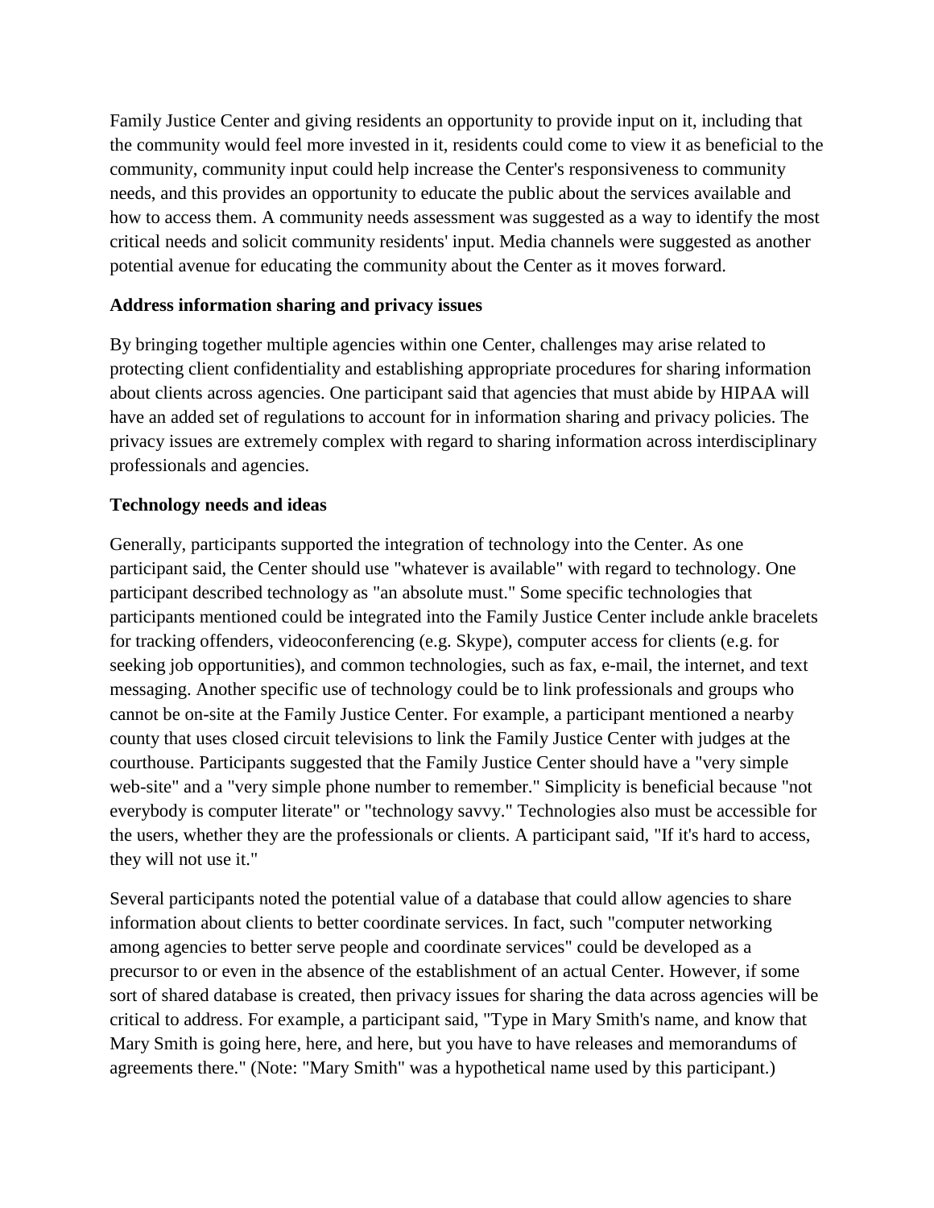Family Justice Center and giving residents an opportunity to provide input on it, including that the community would feel more invested in it, residents could come to view it as beneficial to the community, community input could help increase the Center's responsiveness to community needs, and this provides an opportunity to educate the public about the services available and how to access them. A community needs assessment was suggested as a way to identify the most critical needs and solicit community residents' input. Media channels were suggested as another potential avenue for educating the community about the Center as it moves forward.

**Address information sharing and privacy issues**

By bringing together multiple agencies within one Center, challenges may arise related to protecting client confidentiality and establishing appropriate procedures for sharing information about clients across agencies. One participant said that agencies that must abide by HIPAA will have an added set of regulations to account for in information sharing and privacy policies. The privacy issues are extremely complex with regard to sharing information across interdisciplinary professionals and agencies.

**Technology needs and ideas**

Generally, participants supported the integration of technology into the Center. As one participant said, the Center should use "whatever is available" with regard to technology. One participant described technology as "an absolute must." Some specific technologies that participants mentioned could be integrated into the Family Justice Center include ankle bracelets for tracking offenders, videoconferencing (e.g. Skype), computer access for clients (e.g. for seeking job opportunities), and common technologies, such as fax, e-mail, the internet, and text messaging. Another specific use of technology could be to link professionals and groups who cannot be on-site at the Family Justice Center. For example, a participant mentioned a nearby county that uses closed circuit televisions to link the Family Justice Center with judges at the courthouse. Participants suggested that the Family Justice Center should have a "very simple web-site" and a "very simple phone number to remember." Simplicity is beneficial because "not everybody is computer literate" or "technology savvy." Technologies also must be accessible for the users, whether they are the professionals or clients. A participant said, "If it's hard to access, they will not use it."

Several participants noted the potential value of a database that could allow agencies to share information about clients to better coordinate services. In fact, such "computer networking among agencies to better serve people and coordinate services" could be developed as a precursor to or even in the absence of the establishment of an actual Center. However, if some sort of shared database is created, then privacy issues for sharing the data across agencies will be critical to address. For example, a participant said, "Type in Mary Smith's name, and know that Mary Smith is going here, here, and here, but you have to have releases and memorandums of agreements there." (Note: "Mary Smith" was a hypothetical name used by this participant.)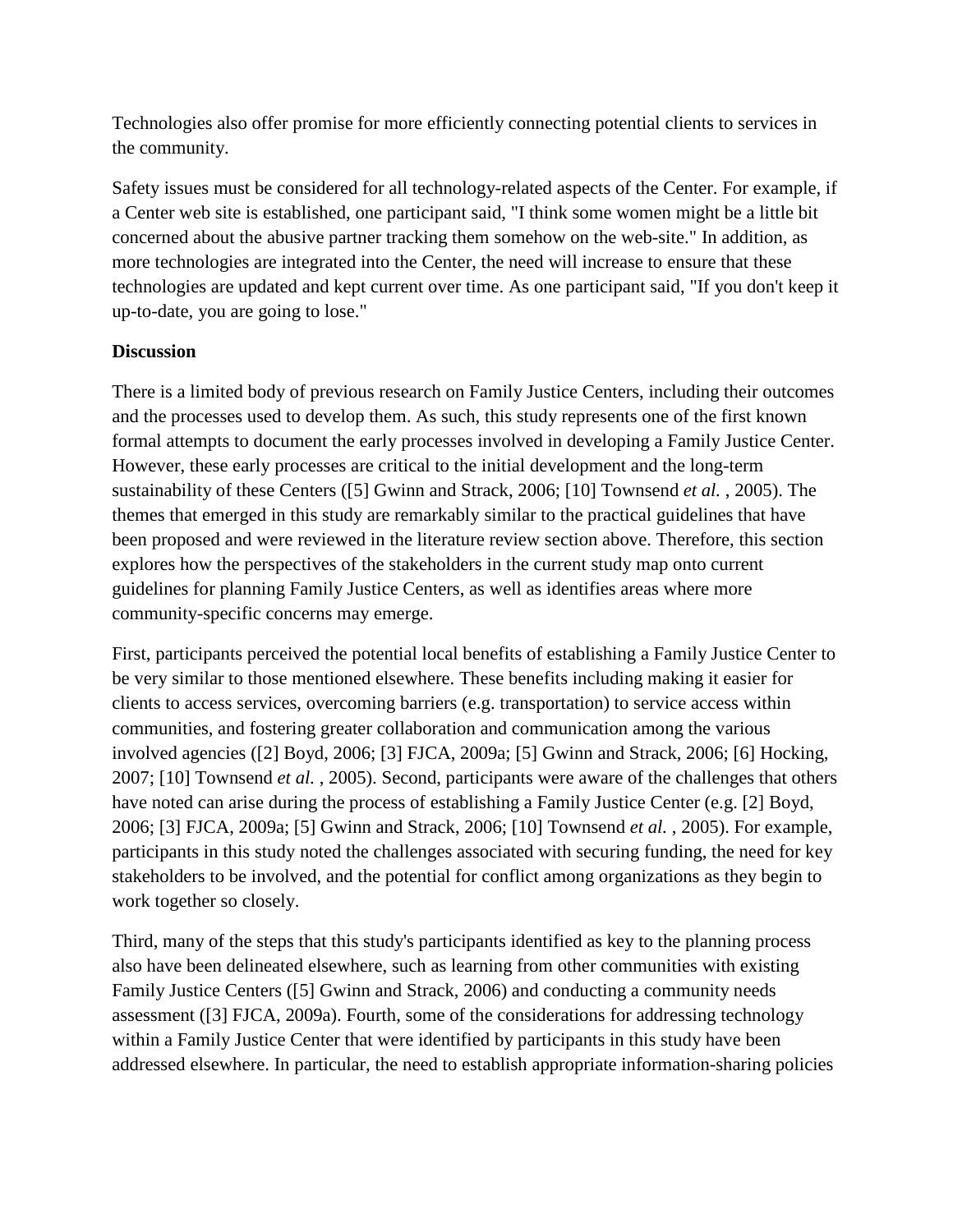Technologies also offer promise for more efficiently connecting potential clients to services in the community.

Safety issues must be considered for all technology-related aspects of the Center. For example, if a Center web site is established, one participant said, "I think some women might be a little bit concerned about the abusive partner tracking them somehow on the web-site." In addition, as more technologies are integrated into the Center, the need will increase to ensure that these technologies are updated and kept current over time. As one participant said, "If you don't keep it up-to-date, you are going to lose."

**Discussion**

There is a limited body of previous research on Family Justice Centers, including their outcomes and the processes used to develop them. As such, this study represents one of the first known formal attempts to document the early processes involved in developing a Family Justice Center. However, these early processes are critical to the initial development and the long-term sustainability of these Centers ([5] Gwinn and Strack, 2006; [10] Townsend *et al.* , 2005). The themes that emerged in this study are remarkably similar to the practical guidelines that have been proposed and were reviewed in the literature review section above. Therefore, this section explores how the perspectives of the stakeholders in the current study map onto current guidelines for planning Family Justice Centers, as well as identifies areas where more community-specific concerns may emerge.

First, participants perceived the potential local benefits of establishing a Family Justice Center to be very similar to those mentioned elsewhere. These benefits including making it easier for clients to access services, overcoming barriers (e.g. transportation) to service access within communities, and fostering greater collaboration and communication among the various involved agencies ([2] Boyd, 2006; [3] FJCA, 2009a; [5] Gwinn and Strack, 2006; [6] Hocking, 2007; [10] Townsend *et al.* , 2005). Second, participants were aware of the challenges that others have noted can arise during the process of establishing a Family Justice Center (e.g. [2] Boyd, 2006; [3] FJCA, 2009a; [5] Gwinn and Strack, 2006; [10] Townsend *et al.* , 2005). For example, participants in this study noted the challenges associated with securing funding, the need for key stakeholders to be involved, and the potential for conflict among organizations as they begin to work together so closely.

Third, many of the steps that this study's participants identified as key to the planning process also have been delineated elsewhere, such as learning from other communities with existing Family Justice Centers ([5] Gwinn and Strack, 2006) and conducting a community needs assessment ([3] FJCA, 2009a). Fourth, some of the considerations for addressing technology within a Family Justice Center that were identified by participants in this study have been addressed elsewhere. In particular, the need to establish appropriate information-sharing policies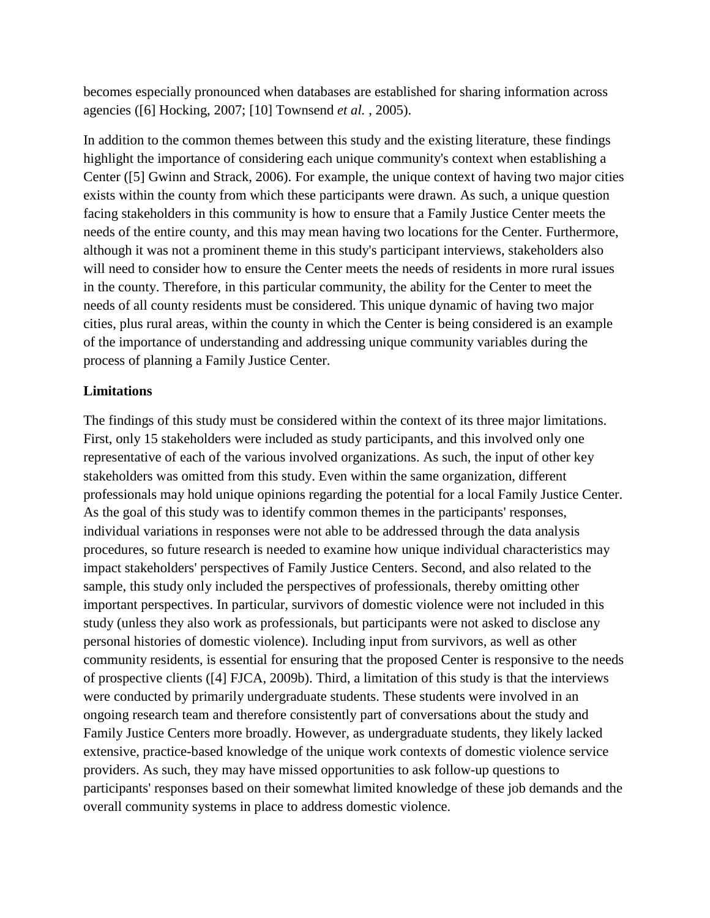becomes especially pronounced when databases are established for sharing information across agencies ([6] Hocking, 2007; [10] Townsend *et al.* , 2005).

In addition to the common themes between this study and the existing literature, these findings highlight the importance of considering each unique community's context when establishing a Center ([5] Gwinn and Strack, 2006). For example, the unique context of having two major cities exists within the county from which these participants were drawn. As such, a unique question facing stakeholders in this community is how to ensure that a Family Justice Center meets the needs of the entire county, and this may mean having two locations for the Center. Furthermore, although it was not a prominent theme in this study's participant interviews, stakeholders also will need to consider how to ensure the Center meets the needs of residents in more rural issues in the county. Therefore, in this particular community, the ability for the Center to meet the needs of all county residents must be considered. This unique dynamic of having two major cities, plus rural areas, within the county in which the Center is being considered is an example of the importance of understanding and addressing unique community variables during the process of planning a Family Justice Center.

**Limitations**

The findings of this study must be considered within the context of its three major limitations. First, only 15 stakeholders were included as study participants, and this involved only one representative of each of the various involved organizations. As such, the input of other key stakeholders was omitted from this study. Even within the same organization, different professionals may hold unique opinions regarding the potential for a local Family Justice Center. As the goal of this study was to identify common themes in the participants' responses, individual variations in responses were not able to be addressed through the data analysis procedures, so future research is needed to examine how unique individual characteristics may impact stakeholders' perspectives of Family Justice Centers. Second, and also related to the sample, this study only included the perspectives of professionals, thereby omitting other important perspectives. In particular, survivors of domestic violence were not included in this study (unless they also work as professionals, but participants were not asked to disclose any personal histories of domestic violence). Including input from survivors, as well as other community residents, is essential for ensuring that the proposed Center is responsive to the needs of prospective clients ([4] FJCA, 2009b). Third, a limitation of this study is that the interviews were conducted by primarily undergraduate students. These students were involved in an ongoing research team and therefore consistently part of conversations about the study and Family Justice Centers more broadly. However, as undergraduate students, they likely lacked extensive, practice-based knowledge of the unique work contexts of domestic violence service providers. As such, they may have missed opportunities to ask follow-up questions to participants' responses based on their somewhat limited knowledge of these job demands and the overall community systems in place to address domestic violence.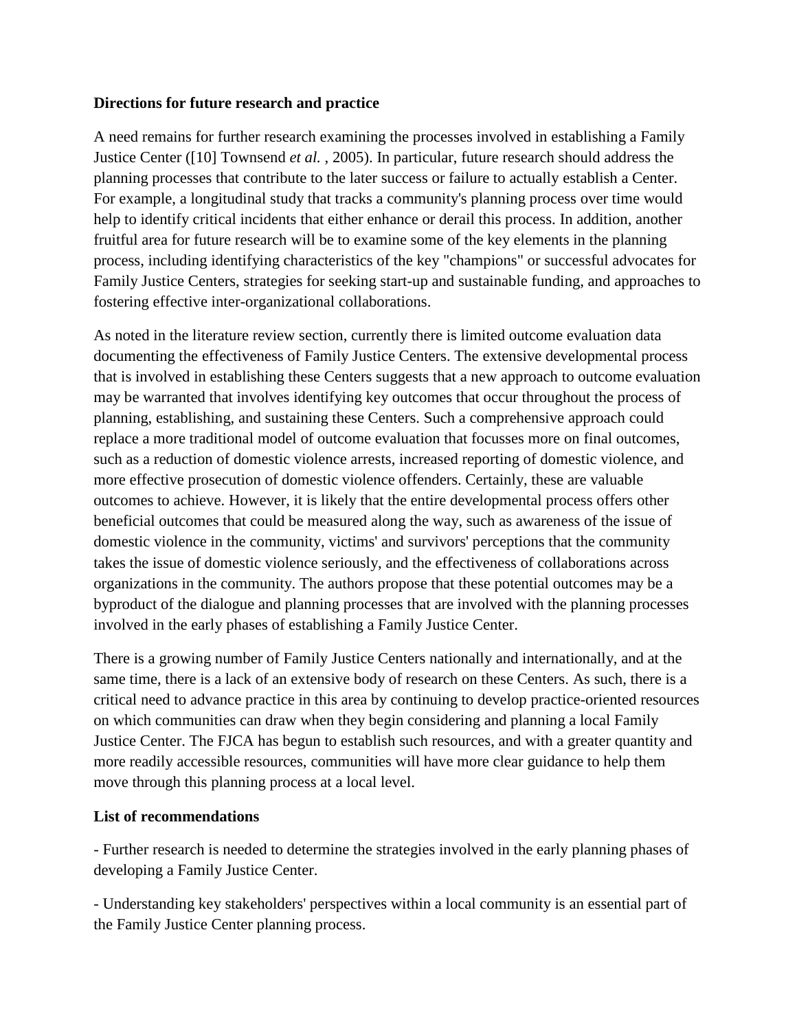**Directions for future research and practice**

A need remains for further research examining the processes involved in establishing a Family Justice Center ([10] Townsend *et al.* , 2005). In particular, future research should address the planning processes that contribute to the later success or failure to actually establish a Center. For example, a longitudinal study that tracks a community's planning process over time would help to identify critical incidents that either enhance or derail this process. In addition, another fruitful area for future research will be to examine some of the key elements in the planning process, including identifying characteristics of the key "champions" or successful advocates for Family Justice Centers, strategies for seeking start-up and sustainable funding, and approaches to fostering effective inter-organizational collaborations.

As noted in the literature review section, currently there is limited outcome evaluation data documenting the effectiveness of Family Justice Centers. The extensive developmental process that is involved in establishing these Centers suggests that a new approach to outcome evaluation may be warranted that involves identifying key outcomes that occur throughout the process of planning, establishing, and sustaining these Centers. Such a comprehensive approach could replace a more traditional model of outcome evaluation that focusses more on final outcomes, such as a reduction of domestic violence arrests, increased reporting of domestic violence, and more effective prosecution of domestic violence offenders. Certainly, these are valuable outcomes to achieve. However, it is likely that the entire developmental process offers other beneficial outcomes that could be measured along the way, such as awareness of the issue of domestic violence in the community, victims' and survivors' perceptions that the community takes the issue of domestic violence seriously, and the effectiveness of collaborations across organizations in the community. The authors propose that these potential outcomes may be a byproduct of the dialogue and planning processes that are involved with the planning processes involved in the early phases of establishing a Family Justice Center.

There is a growing number of Family Justice Centers nationally and internationally, and at the same time, there is a lack of an extensive body of research on these Centers. As such, there is a critical need to advance practice in this area by continuing to develop practice-oriented resources on which communities can draw when they begin considering and planning a local Family Justice Center. The FJCA has begun to establish such resources, and with a greater quantity and more readily accessible resources, communities will have more clear guidance to help them move through this planning process at a local level.

**List of recommendations**

- Further research is needed to determine the strategies involved in the early planning phases of developing a Family Justice Center.

- Understanding key stakeholders' perspectives within a local community is an essential part of the Family Justice Center planning process.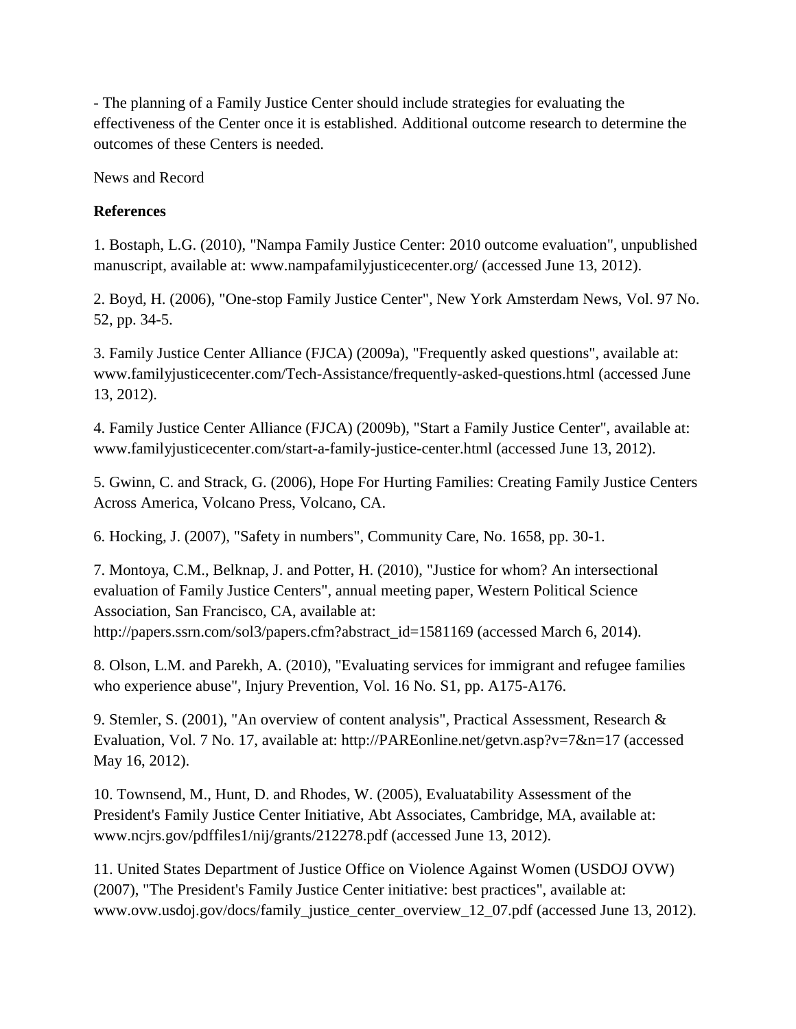- The planning of a Family Justice Center should include strategies for evaluating the effectiveness of the Center once it is established. Additional outcome research to determine the outcomes of these Centers is needed.

News and Record

**References**

1. Bostaph, L.G. (2010), "Nampa Family Justice Center: 2010 outcome evaluation", unpublished manuscript, available at: www.nampafamilyjusticecenter.org/ (accessed June 13, 2012).

2. Boyd, H. (2006), "One-stop Family Justice Center", New York Amsterdam News, Vol. 97 No. 52, pp. 34-5.

3. Family Justice Center Alliance (FJCA) (2009a), "Frequently asked questions", available at: www.familyjusticecenter.com/Tech-Assistance/frequently-asked-questions.html (accessed June 13, 2012).

4. Family Justice Center Alliance (FJCA) (2009b), "Start a Family Justice Center", available at: www.familyjusticecenter.com/start-a-family-justice-center.html (accessed June 13, 2012).

5. Gwinn, C. and Strack, G. (2006), Hope For Hurting Families: Creating Family Justice Centers Across America, Volcano Press, Volcano, CA.

6. Hocking, J. (2007), "Safety in numbers", Community Care, No. 1658, pp. 30-1.

7. Montoya, C.M., Belknap, J. and Potter, H. (2010), "Justice for whom? An intersectional evaluation of Family Justice Centers", annual meeting paper, Western Political Science Association, San Francisco, CA, available at: http://papers.ssrn.com/sol3/papers.cfm?abstract_id=1581169 (accessed March 6, 2014).

8. Olson, L.M. and Parekh, A. (2010), "Evaluating services for immigrant and refugee families who experience abuse", Injury Prevention, Vol. 16 No. S1, pp. A175-A176.

9. Stemler, S. (2001), "An overview of content analysis", Practical Assessment, Research & Evaluation, Vol. 7 No. 17, available at: http://PAREonline.net/getvn.asp?v=7&n=17 (accessed May 16, 2012).

10. Townsend, M., Hunt, D. and Rhodes, W. (2005), Evaluatability Assessment of the President's Family Justice Center Initiative, Abt Associates, Cambridge, MA, available at: www.ncjrs.gov/pdffiles1/nij/grants/212278.pdf (accessed June 13, 2012).

11. United States Department of Justice Office on Violence Against Women (USDOJ OVW) (2007), "The President's Family Justice Center initiative: best practices", available at: www.ovw.usdoj.gov/docs/family_justice_center_overview_12_07.pdf (accessed June 13, 2012).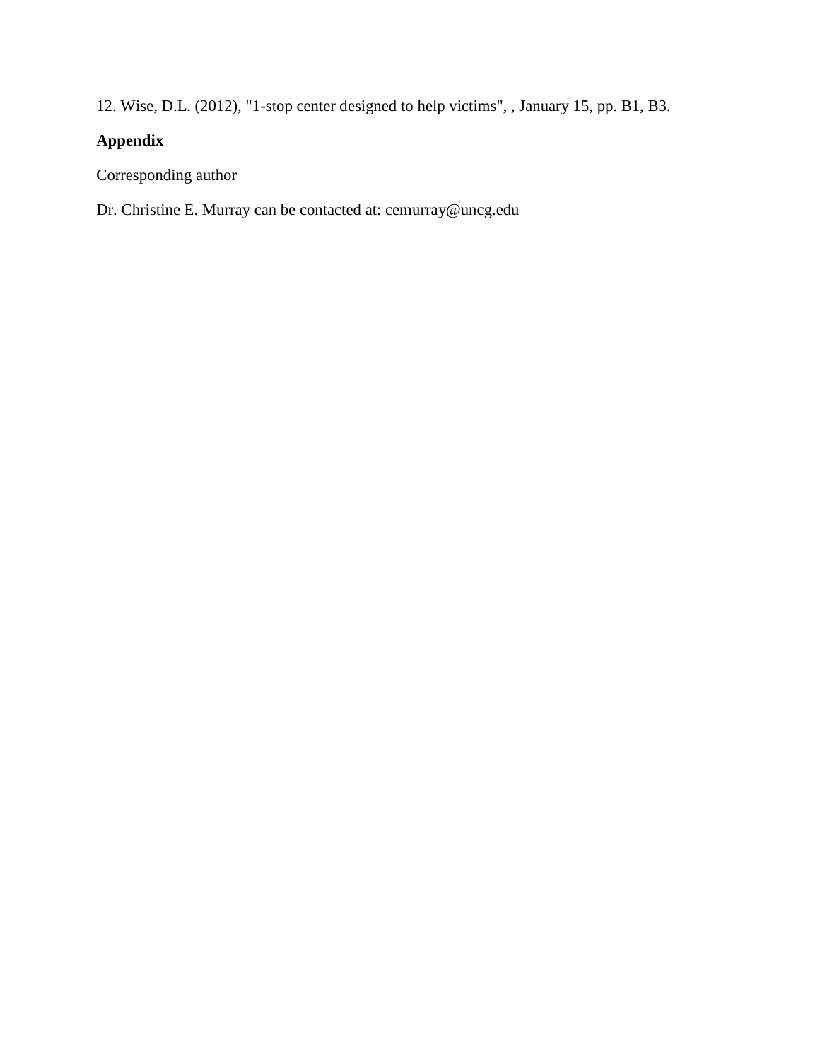12. Wise, D.L. (2012), "1-stop center designed to help victims", , January 15, pp. B1, B3.

**Appendix**

Corresponding author

Dr. Christine E. Murray can be contacted at: cemurray@uncg.edu